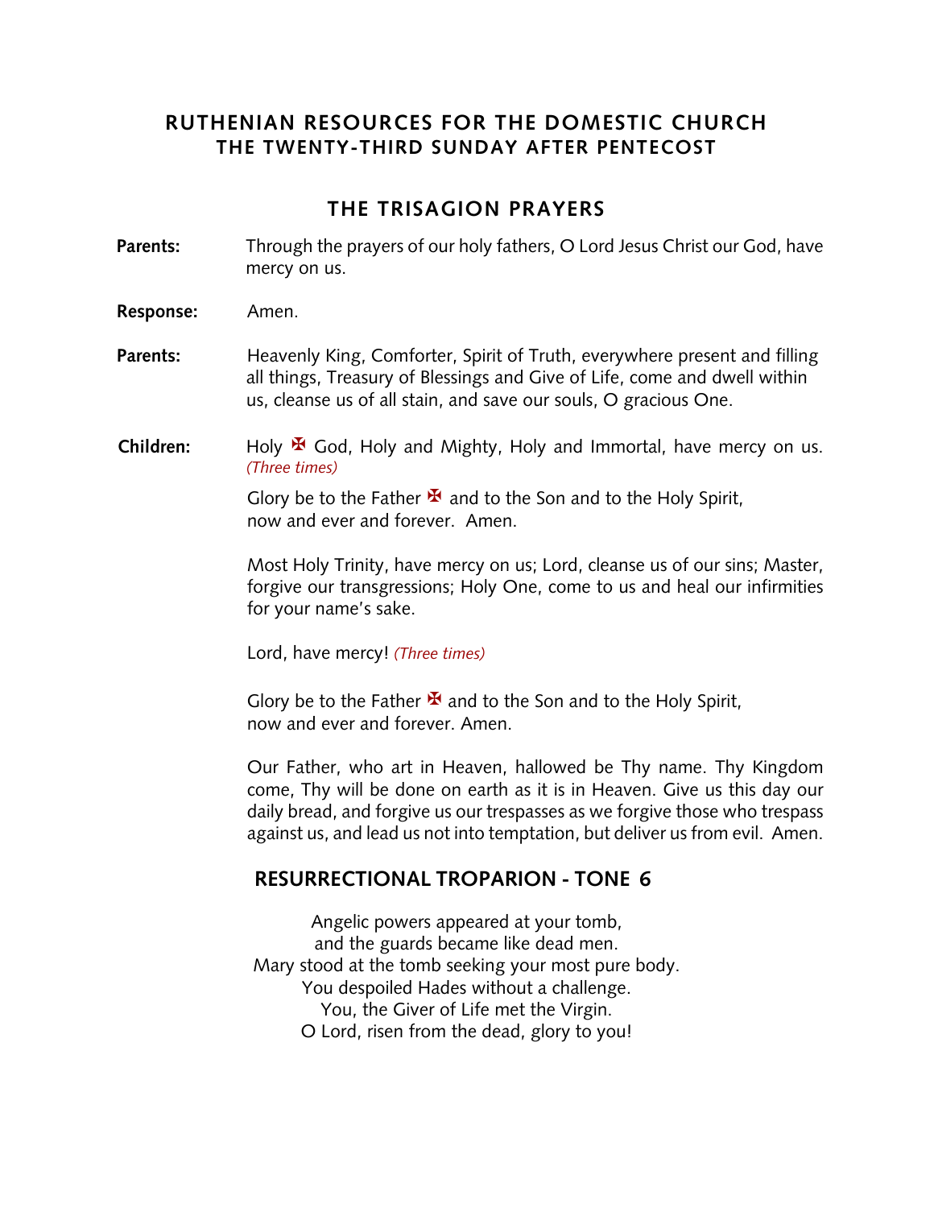# RUTHENIAN RESOURCES FOR THE DOMESTIC CHURCH
## THE TWENTY-THIRD SUNDAY AFTER PENTECOST

## THE TRISAGION PRAYERS

**Parents:** Through the prayers of our holy fathers, O Lord Jesus Christ our God, have mercy on us.

**Response:** Amen.

**Parents:** Heavenly King, Comforter, Spirit of Truth, everywhere present and filling all things, Treasury of Blessings and Give of Life, come and dwell within us, cleanse us of all stain, and save our souls, O gracious One.

**Children:** Holy ✠ God, Holy and Mighty, Holy and Immortal, have mercy on us. *(Three times)*

Glory be to the Father ✠ and to the Son and to the Holy Spirit,
now and ever and forever. Amen.

Most Holy Trinity, have mercy on us; Lord, cleanse us of our sins; Master, forgive our transgressions; Holy One, come to us and heal our infirmities for your name's sake.

Lord, have mercy! *(Three times)*

Glory be to the Father ✠ and to the Son and to the Holy Spirit,
now and ever and forever. Amen.

Our Father, who art in Heaven, hallowed be Thy name. Thy Kingdom come, Thy will be done on earth as it is in Heaven. Give us this day our daily bread, and forgive us our trespasses as we forgive those who trespass against us, and lead us not into temptation, but deliver us from evil. Amen.

## RESURRECTIONAL TROPARION - TONE 6

Angelic powers appeared at your tomb,
and the guards became like dead men.
Mary stood at the tomb seeking your most pure body.
You despoiled Hades without a challenge.
You, the Giver of Life met the Virgin.
O Lord, risen from the dead, glory to you!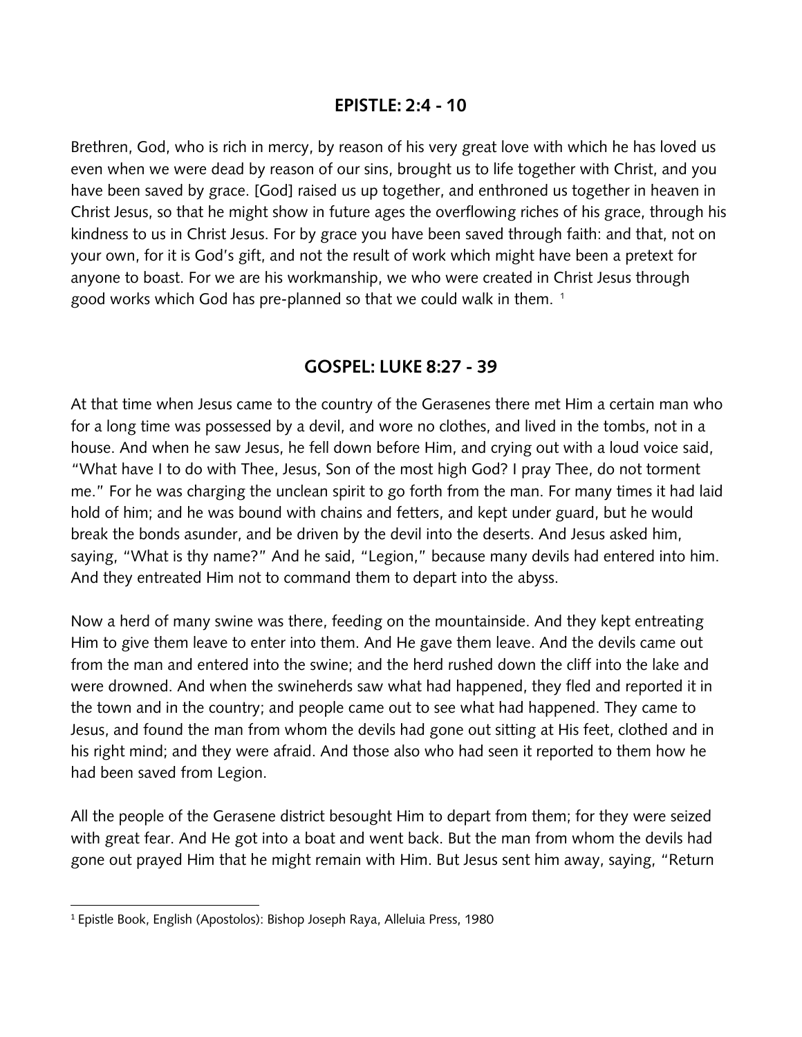## EPISTLE: 2:4 - 10

Brethren, God, who is rich in mercy, by reason of his very great love with which he has loved us even when we were dead by reason of our sins, brought us to life together with Christ, and you have been saved by grace. [God] raised us up together, and enthroned us together in heaven in Christ Jesus, so that he might show in future ages the overflowing riches of his grace, through his kindness to us in Christ Jesus. For by grace you have been saved through faith: and that, not on your own, for it is God's gift, and not the result of work which might have been a pretext for anyone to boast. For we are his workmanship, we who were created in Christ Jesus through good works which God has pre-planned so that we could walk in them. [1]

## GOSPEL: LUKE 8:27 - 39

At that time when Jesus came to the country of the Gerasenes there met Him a certain man who for a long time was possessed by a devil, and wore no clothes, and lived in the tombs, not in a house. And when he saw Jesus, he fell down before Him, and crying out with a loud voice said, "What have I to do with Thee, Jesus, Son of the most high God? I pray Thee, do not torment me." For he was charging the unclean spirit to go forth from the man. For many times it had laid hold of him; and he was bound with chains and fetters, and kept under guard, but he would break the bonds asunder, and be driven by the devil into the deserts. And Jesus asked him, saying, "What is thy name?" And he said, "Legion," because many devils had entered into him. And they entreated Him not to command them to depart into the abyss.

Now a herd of many swine was there, feeding on the mountainside. And they kept entreating Him to give them leave to enter into them. And He gave them leave. And the devils came out from the man and entered into the swine; and the herd rushed down the cliff into the lake and were drowned. And when the swineherds saw what had happened, they fled and reported it in the town and in the country; and people came out to see what had happened. They came to Jesus, and found the man from whom the devils had gone out sitting at His feet, clothed and in his right mind; and they were afraid. And those also who had seen it reported to them how he had been saved from Legion.

All the people of the Gerasene district besought Him to depart from them; for they were seized with great fear. And He got into a boat and went back. But the man from whom the devils had gone out prayed Him that he might remain with Him. But Jesus sent him away, saying, "Return

[1] Epistle Book, English (Apostolos): Bishop Joseph Raya, Alleluia Press, 1980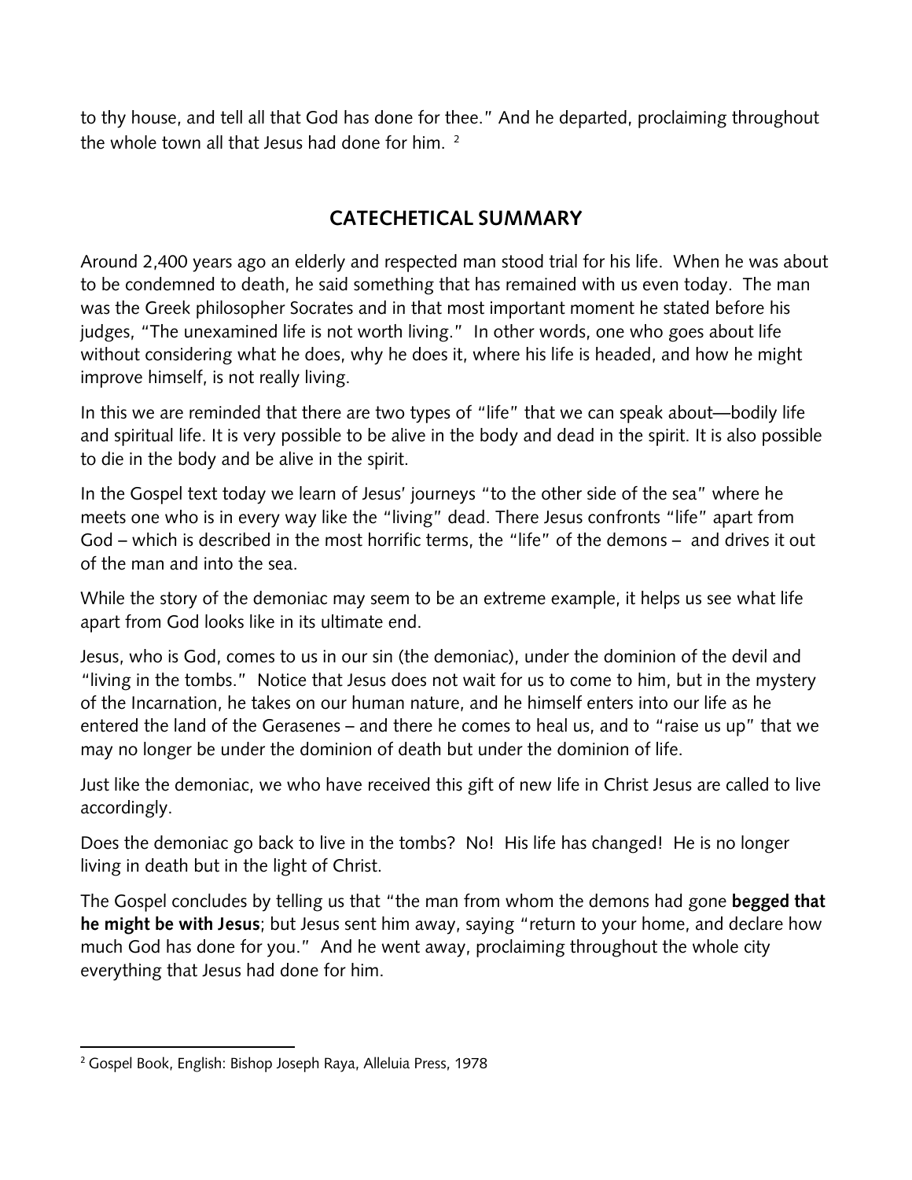to thy house, and tell all that God has done for thee." And he departed, proclaiming throughout the whole town all that Jesus had done for him. [2]

## CATECHETICAL SUMMARY

Around 2,400 years ago an elderly and respected man stood trial for his life. When he was about to be condemned to death, he said something that has remained with us even today. The man was the Greek philosopher Socrates and in that most important moment he stated before his judges, "The unexamined life is not worth living." In other words, one who goes about life without considering what he does, why he does it, where his life is headed, and how he might improve himself, is not really living.

In this we are reminded that there are two types of "life" that we can speak about—bodily life and spiritual life. It is very possible to be alive in the body and dead in the spirit. It is also possible to die in the body and be alive in the spirit.

In the Gospel text today we learn of Jesus' journeys "to the other side of the sea" where he meets one who is in every way like the "living" dead. There Jesus confronts "life" apart from God – which is described in the most horrific terms, the "life" of the demons – and drives it out of the man and into the sea.

While the story of the demoniac may seem to be an extreme example, it helps us see what life apart from God looks like in its ultimate end.

Jesus, who is God, comes to us in our sin (the demoniac), under the dominion of the devil and "living in the tombs." Notice that Jesus does not wait for us to come to him, but in the mystery of the Incarnation, he takes on our human nature, and he himself enters into our life as he entered the land of the Gerasenes – and there he comes to heal us, and to "raise us up" that we may no longer be under the dominion of death but under the dominion of life.

Just like the demoniac, we who have received this gift of new life in Christ Jesus are called to live accordingly.

Does the demoniac go back to live in the tombs? No! His life has changed! He is no longer living in death but in the light of Christ.

The Gospel concludes by telling us that "the man from whom the demons had gone **begged that he might be with Jesus**; but Jesus sent him away, saying "return to your home, and declare how much God has done for you." And he went away, proclaiming throughout the whole city everything that Jesus had done for him.

---

[2] Gospel Book, English: Bishop Joseph Raya, Alleluia Press, 1978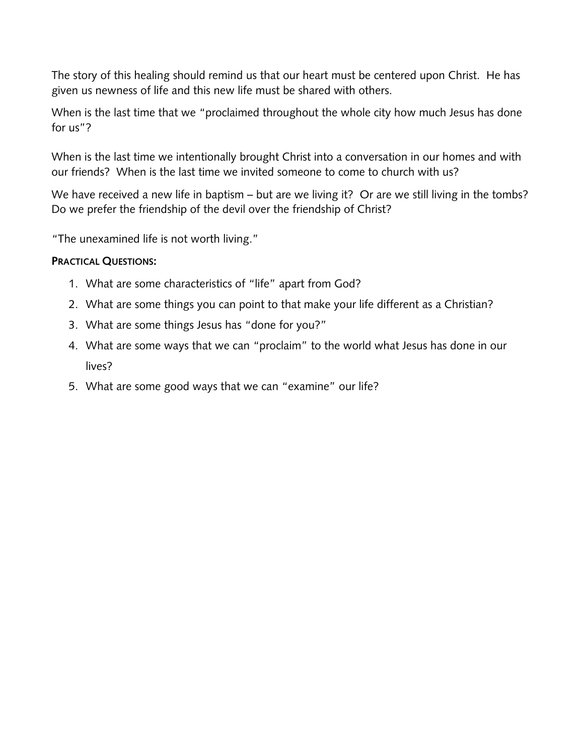The story of this healing should remind us that our heart must be centered upon Christ. He has given us newness of life and this new life must be shared with others.

When is the last time that we "proclaimed throughout the whole city how much Jesus has done for us"?

When is the last time we intentionally brought Christ into a conversation in our homes and with our friends? When is the last time we invited someone to come to church with us?

We have received a new life in baptism – but are we living it? Or are we still living in the tombs? Do we prefer the friendship of the devil over the friendship of Christ?

"The unexamined life is not worth living."

**PRACTICAL QUESTIONS:**

1. What are some characteristics of "life" apart from God?
2. What are some things you can point to that make your life different as a Christian?
3. What are some things Jesus has "done for you?"
4. What are some ways that we can "proclaim" to the world what Jesus has done in our lives?
5. What are some good ways that we can "examine" our life?